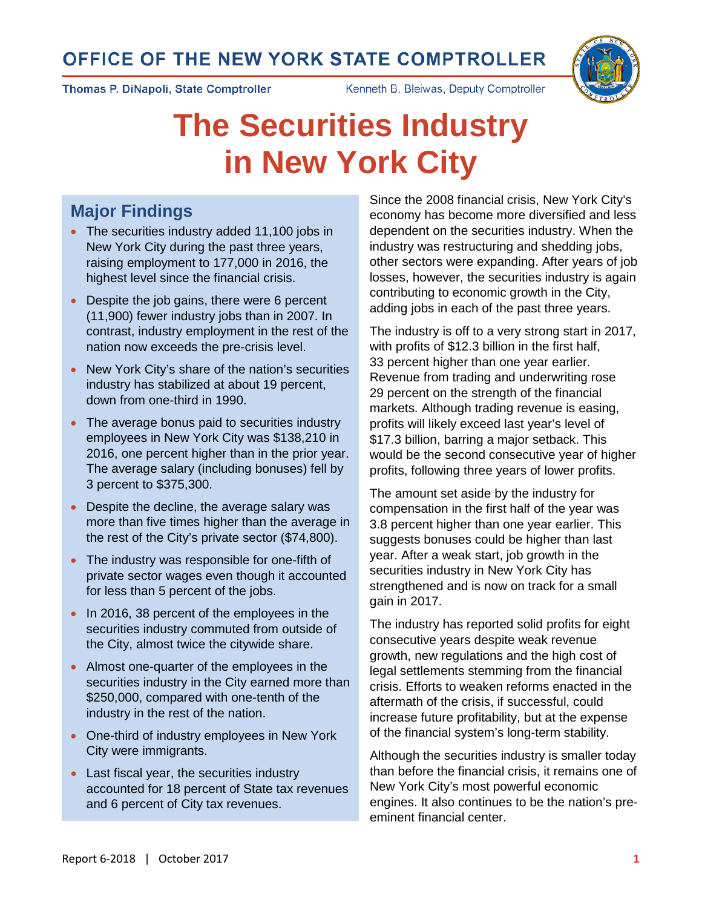# OFFICE OF THE NEW YORK STATE COMPTROLLER

**Thomas P. DiNapoli, State Comptroller** | Kenneth B. Bleiwas, Deputy Comptroller

# The Securities Industry in New York City

## Major Findings

- The securities industry added 11,100 jobs in New York City during the past three years, raising employment to 177,000 in 2016, the highest level since the financial crisis.
- Despite the job gains, there were 6 percent (11,900) fewer industry jobs than in 2007. In contrast, industry employment in the rest of the nation now exceeds the pre-crisis level.
- New York City's share of the nation's securities industry has stabilized at about 19 percent, down from one-third in 1990.
- The average bonus paid to securities industry employees in New York City was $138,210 in 2016, one percent higher than in the prior year. The average salary (including bonuses) fell by 3 percent to $375,300.
- Despite the decline, the average salary was more than five times higher than the average in the rest of the City's private sector ($74,800).
- The industry was responsible for one-fifth of private sector wages even though it accounted for less than 5 percent of the jobs.
- In 2016, 38 percent of the employees in the securities industry commuted from outside of the City, almost twice the citywide share.
- Almost one-quarter of the employees in the securities industry in the City earned more than $250,000, compared with one-tenth of the industry in the rest of the nation.
- One-third of industry employees in New York City were immigrants.
- Last fiscal year, the securities industry accounted for 18 percent of State tax revenues and 6 percent of City tax revenues.

Since the 2008 financial crisis, New York City's economy has become more diversified and less dependent on the securities industry. When the industry was restructuring and shedding jobs, other sectors were expanding. After years of job losses, however, the securities industry is again contributing to economic growth in the City, adding jobs in each of the past three years.

The industry is off to a very strong start in 2017, with profits of $12.3 billion in the first half, 33 percent higher than one year earlier. Revenue from trading and underwriting rose 29 percent on the strength of the financial markets. Although trading revenue is easing, profits will likely exceed last year's level of $17.3 billion, barring a major setback. This would be the second consecutive year of higher profits, following three years of lower profits.

The amount set aside by the industry for compensation in the first half of the year was 3.8 percent higher than one year earlier. This suggests bonuses could be higher than last year. After a weak start, job growth in the securities industry in New York City has strengthened and is now on track for a small gain in 2017.

The industry has reported solid profits for eight consecutive years despite weak revenue growth, new regulations and the high cost of legal settlements stemming from the financial crisis. Efforts to weaken reforms enacted in the aftermath of the crisis, if successful, could increase future profitability, but at the expense of the financial system's long-term stability.

Although the securities industry is smaller today than before the financial crisis, it remains one of New York City's most powerful economic engines. It also continues to be the nation's pre-eminent financial center.

Report 6-2018 | October 2017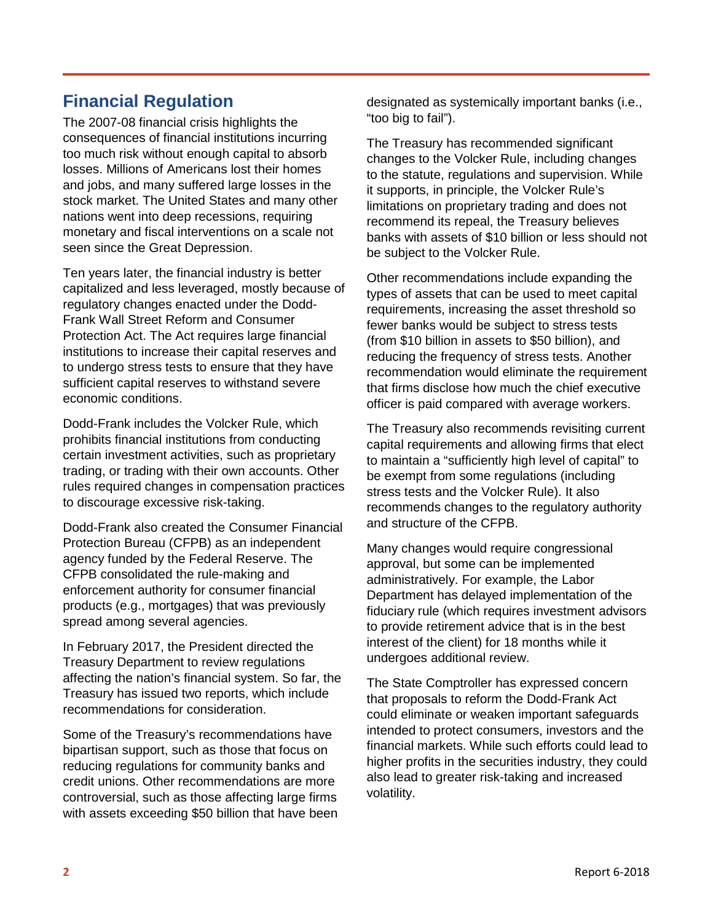## Financial Regulation

The 2007-08 financial crisis highlights the consequences of financial institutions incurring too much risk without enough capital to absorb losses. Millions of Americans lost their homes and jobs, and many suffered large losses in the stock market. The United States and many other nations went into deep recessions, requiring monetary and fiscal interventions on a scale not seen since the Great Depression.

Ten years later, the financial industry is better capitalized and less leveraged, mostly because of regulatory changes enacted under the Dodd-Frank Wall Street Reform and Consumer Protection Act. The Act requires large financial institutions to increase their capital reserves and to undergo stress tests to ensure that they have sufficient capital reserves to withstand severe economic conditions.

Dodd-Frank includes the Volcker Rule, which prohibits financial institutions from conducting certain investment activities, such as proprietary trading, or trading with their own accounts. Other rules required changes in compensation practices to discourage excessive risk-taking.

Dodd-Frank also created the Consumer Financial Protection Bureau (CFPB) as an independent agency funded by the Federal Reserve. The CFPB consolidated the rule-making and enforcement authority for consumer financial products (e.g., mortgages) that was previously spread among several agencies.

In February 2017, the President directed the Treasury Department to review regulations affecting the nation's financial system. So far, the Treasury has issued two reports, which include recommendations for consideration.

Some of the Treasury's recommendations have bipartisan support, such as those that focus on reducing regulations for community banks and credit unions. Other recommendations are more controversial, such as those affecting large firms with assets exceeding $50 billion that have been designated as systemically important banks (i.e., "too big to fail").

The Treasury has recommended significant changes to the Volcker Rule, including changes to the statute, regulations and supervision. While it supports, in principle, the Volcker Rule's limitations on proprietary trading and does not recommend its repeal, the Treasury believes banks with assets of $10 billion or less should not be subject to the Volcker Rule.

Other recommendations include expanding the types of assets that can be used to meet capital requirements, increasing the asset threshold so fewer banks would be subject to stress tests (from $10 billion in assets to $50 billion), and reducing the frequency of stress tests. Another recommendation would eliminate the requirement that firms disclose how much the chief executive officer is paid compared with average workers.

The Treasury also recommends revisiting current capital requirements and allowing firms that elect to maintain a "sufficiently high level of capital" to be exempt from some regulations (including stress tests and the Volcker Rule). It also recommends changes to the regulatory authority and structure of the CFPB.

Many changes would require congressional approval, but some can be implemented administratively. For example, the Labor Department has delayed implementation of the fiduciary rule (which requires investment advisors to provide retirement advice that is in the best interest of the client) for 18 months while it undergoes additional review.

The State Comptroller has expressed concern that proposals to reform the Dodd-Frank Act could eliminate or weaken important safeguards intended to protect consumers, investors and the financial markets. While such efforts could lead to higher profits in the securities industry, they could also lead to greater risk-taking and increased volatility.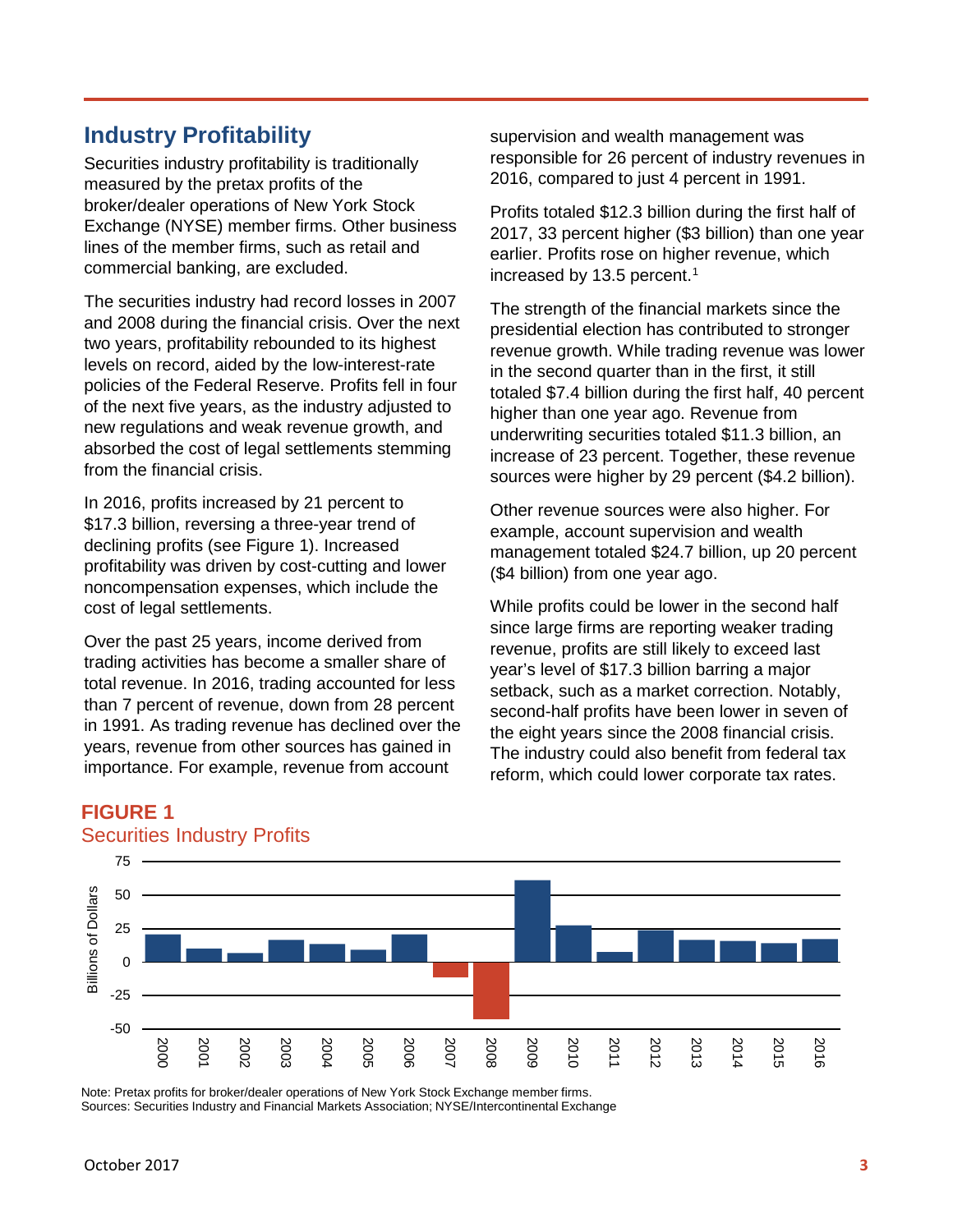## Industry Profitability

Securities industry profitability is traditionally measured by the pretax profits of the broker/dealer operations of New York Stock Exchange (NYSE) member firms. Other business lines of the member firms, such as retail and commercial banking, are excluded.

The securities industry had record losses in 2007 and 2008 during the financial crisis. Over the next two years, profitability rebounded to its highest levels on record, aided by the low-interest-rate policies of the Federal Reserve. Profits fell in four of the next five years, as the industry adjusted to new regulations and weak revenue growth, and absorbed the cost of legal settlements stemming from the financial crisis.

In 2016, profits increased by 21 percent to $17.3 billion, reversing a three-year trend of declining profits (see Figure 1). Increased profitability was driven by cost-cutting and lower noncompensation expenses, which include the cost of legal settlements.

Over the past 25 years, income derived from trading activities has become a smaller share of total revenue. In 2016, trading accounted for less than 7 percent of revenue, down from 28 percent in 1991. As trading revenue has declined over the years, revenue from other sources has gained in importance. For example, revenue from account supervision and wealth management was responsible for 26 percent of industry revenues in 2016, compared to just 4 percent in 1991.

Profits totaled $12.3 billion during the first half of 2017, 33 percent higher ($3 billion) than one year earlier. Profits rose on higher revenue, which increased by 13.5 percent.[1]

The strength of the financial markets since the presidential election has contributed to stronger revenue growth. While trading revenue was lower in the second quarter than in the first, it still totaled $7.4 billion during the first half, 40 percent higher than one year ago. Revenue from underwriting securities totaled $11.3 billion, an increase of 23 percent. Together, these revenue sources were higher by 29 percent ($4.2 billion).

Other revenue sources were also higher. For example, account supervision and wealth management totaled $24.7 billion, up 20 percent ($4 billion) from one year ago.

While profits could be lower in the second half since large firms are reporting weaker trading revenue, profits are still likely to exceed last year's level of $17.3 billion barring a major setback, such as a market correction. Notably, second-half profits have been lower in seven of the eight years since the 2008 financial crisis. The industry could also benefit from federal tax reform, which could lower corporate tax rates.

**FIGURE 1**
Securities Industry Profits

Note: Pretax profits for broker/dealer operations of New York Stock Exchange member firms.
Sources: Securities Industry and Financial Markets Association; NYSE/Intercontinental Exchange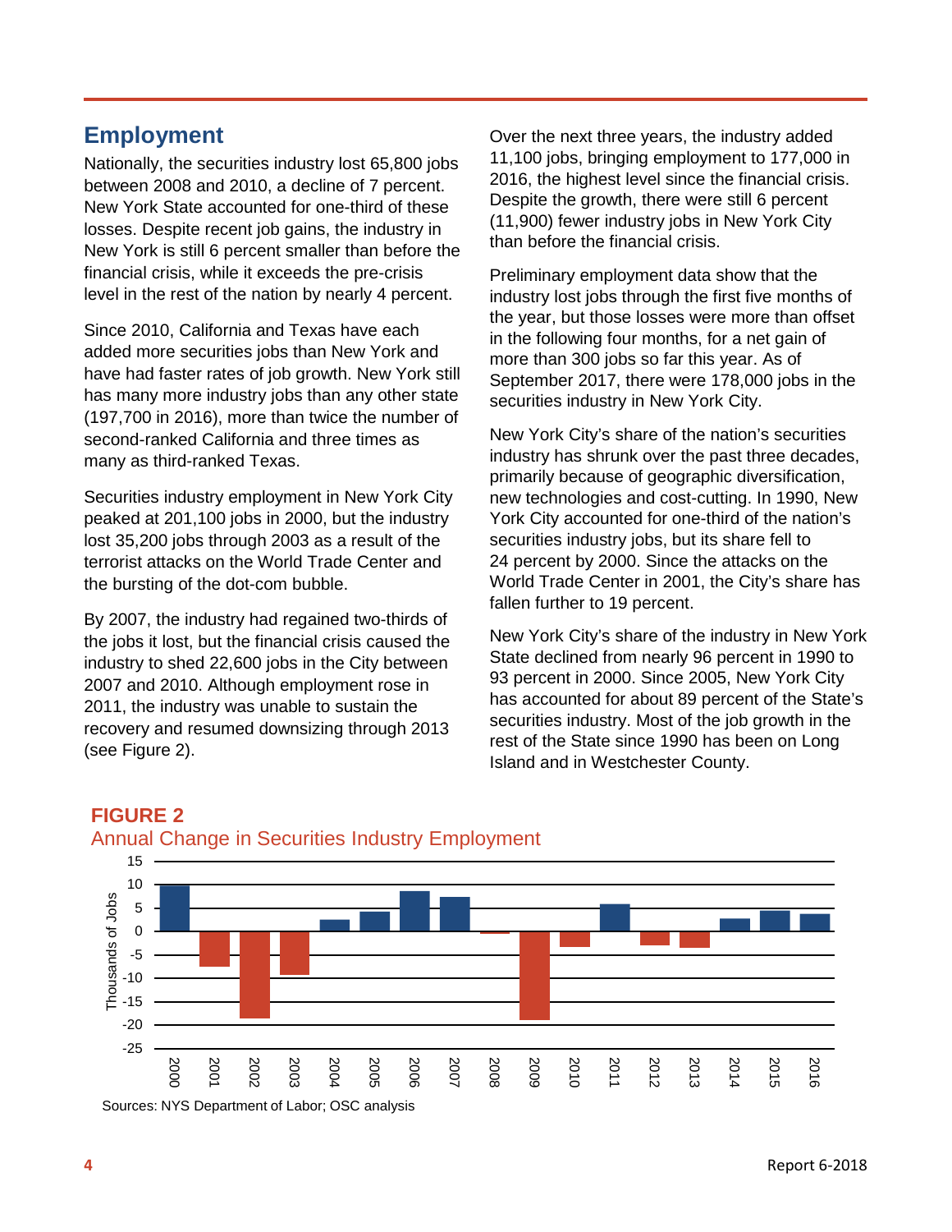## Employment

Nationally, the securities industry lost 65,800 jobs between 2008 and 2010, a decline of 7 percent. New York State accounted for one-third of these losses. Despite recent job gains, the industry in New York is still 6 percent smaller than before the financial crisis, while it exceeds the pre-crisis level in the rest of the nation by nearly 4 percent.

Since 2010, California and Texas have each added more securities jobs than New York and have had faster rates of job growth. New York still has many more industry jobs than any other state (197,700 in 2016), more than twice the number of second-ranked California and three times as many as third-ranked Texas.

Securities industry employment in New York City peaked at 201,100 jobs in 2000, but the industry lost 35,200 jobs through 2003 as a result of the terrorist attacks on the World Trade Center and the bursting of the dot-com bubble.

By 2007, the industry had regained two-thirds of the jobs it lost, but the financial crisis caused the industry to shed 22,600 jobs in the City between 2007 and 2010. Although employment rose in 2011, the industry was unable to sustain the recovery and resumed downsizing through 2013 (see Figure 2).

Over the next three years, the industry added 11,100 jobs, bringing employment to 177,000 in 2016, the highest level since the financial crisis. Despite the growth, there were still 6 percent (11,900) fewer industry jobs in New York City than before the financial crisis.

Preliminary employment data show that the industry lost jobs through the first five months of the year, but those losses were more than offset in the following four months, for a net gain of more than 300 jobs so far this year. As of September 2017, there were 178,000 jobs in the securities industry in New York City.

New York City's share of the nation's securities industry has shrunk over the past three decades, primarily because of geographic diversification, new technologies and cost-cutting. In 1990, New York City accounted for one-third of the nation's securities industry jobs, but its share fell to 24 percent by 2000. Since the attacks on the World Trade Center in 2001, the City's share has fallen further to 19 percent.

New York City's share of the industry in New York State declined from nearly 96 percent in 1990 to 93 percent in 2000. Since 2005, New York City has accounted for about 89 percent of the State's securities industry. Most of the job growth in the rest of the State since 1990 has been on Long Island and in Westchester County.

**FIGURE 2**
Annual Change in Securities Industry Employment

Sources: NYS Department of Labor; OSC analysis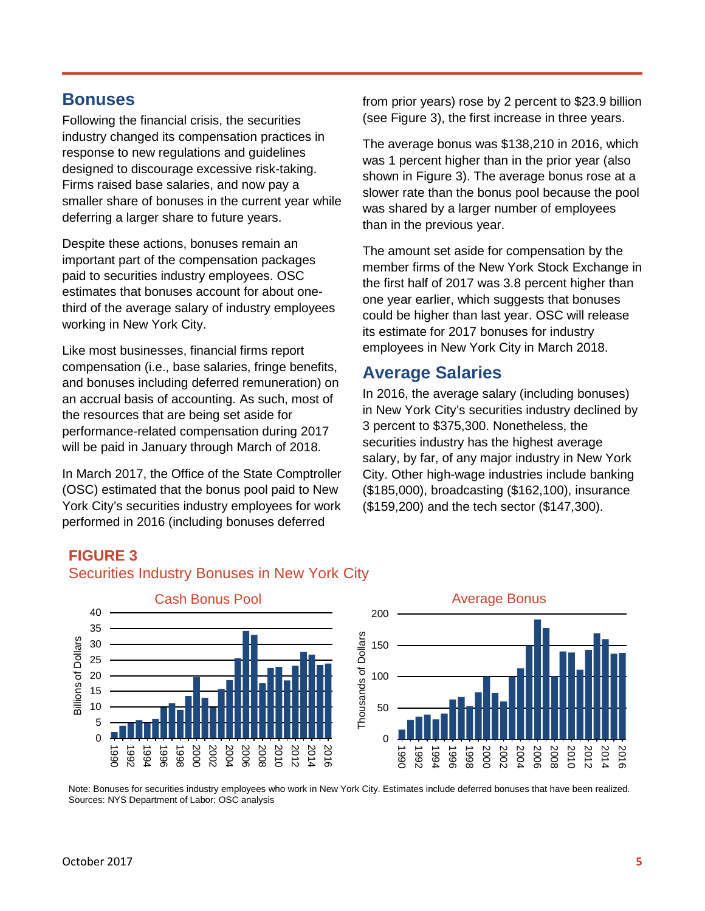## Bonuses

Following the financial crisis, the securities industry changed its compensation practices in response to new regulations and guidelines designed to discourage excessive risk-taking. Firms raised base salaries, and now pay a smaller share of bonuses in the current year while deferring a larger share to future years.

Despite these actions, bonuses remain an important part of the compensation packages paid to securities industry employees. OSC estimates that bonuses account for about one-third of the average salary of industry employees working in New York City.

Like most businesses, financial firms report compensation (i.e., base salaries, fringe benefits, and bonuses including deferred remuneration) on an accrual basis of accounting. As such, most of the resources that are being set aside for performance-related compensation during 2017 will be paid in January through March of 2018.

In March 2017, the Office of the State Comptroller (OSC) estimated that the bonus pool paid to New York City's securities industry employees for work performed in 2016 (including bonuses deferred from prior years) rose by 2 percent to $23.9 billion (see Figure 3), the first increase in three years.

The average bonus was $138,210 in 2016, which was 1 percent higher than in the prior year (also shown in Figure 3). The average bonus rose at a slower rate than the bonus pool because the pool was shared by a larger number of employees than in the previous year.

The amount set aside for compensation by the member firms of the New York Stock Exchange in the first half of 2017 was 3.8 percent higher than one year earlier, which suggests that bonuses could be higher than last year. OSC will release its estimate for 2017 bonuses for industry employees in New York City in March 2018.

## Average Salaries

In 2016, the average salary (including bonuses) in New York City's securities industry declined by 3 percent to $375,300. Nonetheless, the securities industry has the highest average salary, by far, of any major industry in New York City. Other high-wage industries include banking ($185,000), broadcasting ($162,100), insurance ($159,200) and the tech sector ($147,300).

**FIGURE 3**

Securities Industry Bonuses in New York City

Cash Bonus Pool (Billions of Dollars) | Average Bonus (Thousands of Dollars)

Note: Bonuses for securities industry employees who work in New York City. Estimates include deferred bonuses that have been realized.
Sources: NYS Department of Labor; OSC analysis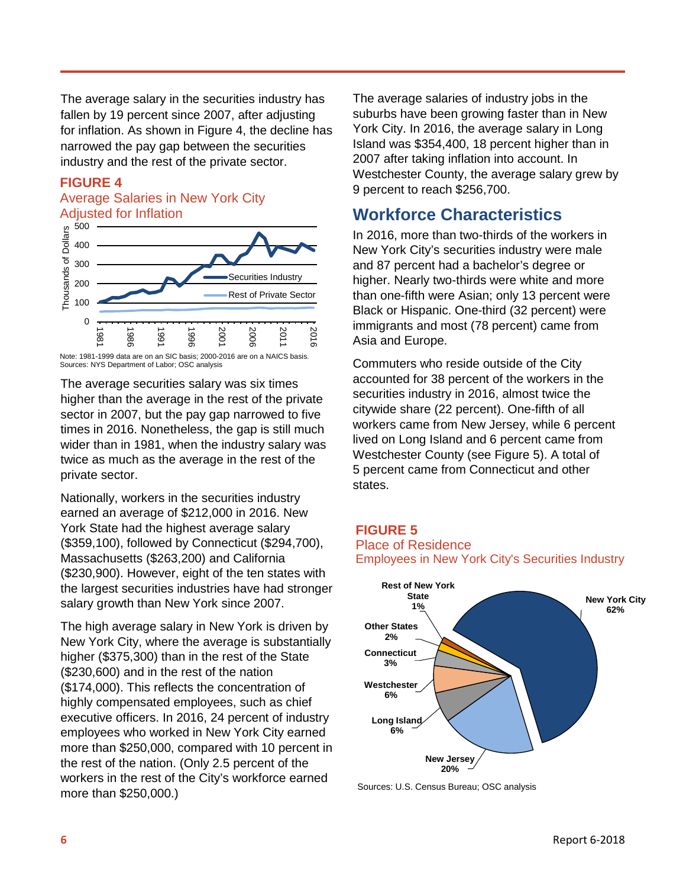The average salary in the securities industry has fallen by 19 percent since 2007, after adjusting for inflation. As shown in Figure 4, the decline has narrowed the pay gap between the securities industry and the rest of the private sector.

**FIGURE 4**

Average Salaries in New York City Adjusted for Inflation

Note: 1981-1999 data are on an SIC basis; 2000-2016 are on a NAICS basis.
Sources: NYS Department of Labor; OSC analysis

The average securities salary was six times higher than the average in the rest of the private sector in 2007, but the pay gap narrowed to five times in 2016. Nonetheless, the gap is still much wider than in 1981, when the industry salary was twice as much as the average in the rest of the private sector.

Nationally, workers in the securities industry earned an average of $212,000 in 2016. New York State had the highest average salary ($359,100), followed by Connecticut ($294,700), Massachusetts ($263,200) and California ($230,900). However, eight of the ten states with the largest securities industries have had stronger salary growth than New York since 2007.

The high average salary in New York is driven by New York City, where the average is substantially higher ($375,300) than in the rest of the State ($230,600) and in the rest of the nation ($174,000). This reflects the concentration of highly compensated employees, such as chief executive officers. In 2016, 24 percent of industry employees who worked in New York City earned more than $250,000, compared with 10 percent in the rest of the nation. (Only 2.5 percent of the workers in the rest of the City's workforce earned more than $250,000.)

The average salaries of industry jobs in the suburbs have been growing faster than in New York City. In 2016, the average salary in Long Island was $354,400, 18 percent higher than in 2007 after taking inflation into account. In Westchester County, the average salary grew by 9 percent to reach $256,700.

## Workforce Characteristics

In 2016, more than two-thirds of the workers in New York City's securities industry were male and 87 percent had a bachelor's degree or higher. Nearly two-thirds were white and more than one-fifth were Asian; only 13 percent were Black or Hispanic. One-third (32 percent) were immigrants and most (78 percent) came from Asia and Europe.

Commuters who reside outside of the City accounted for 38 percent of the workers in the securities industry in 2016, almost twice the citywide share (22 percent). One-fifth of all workers came from New Jersey, while 6 percent lived on Long Island and 6 percent came from Westchester County (see Figure 5). A total of 5 percent came from Connecticut and other states.

**FIGURE 5**

Place of Residence
Employees in New York City's Securities Industry

Sources: U.S. Census Bureau; OSC analysis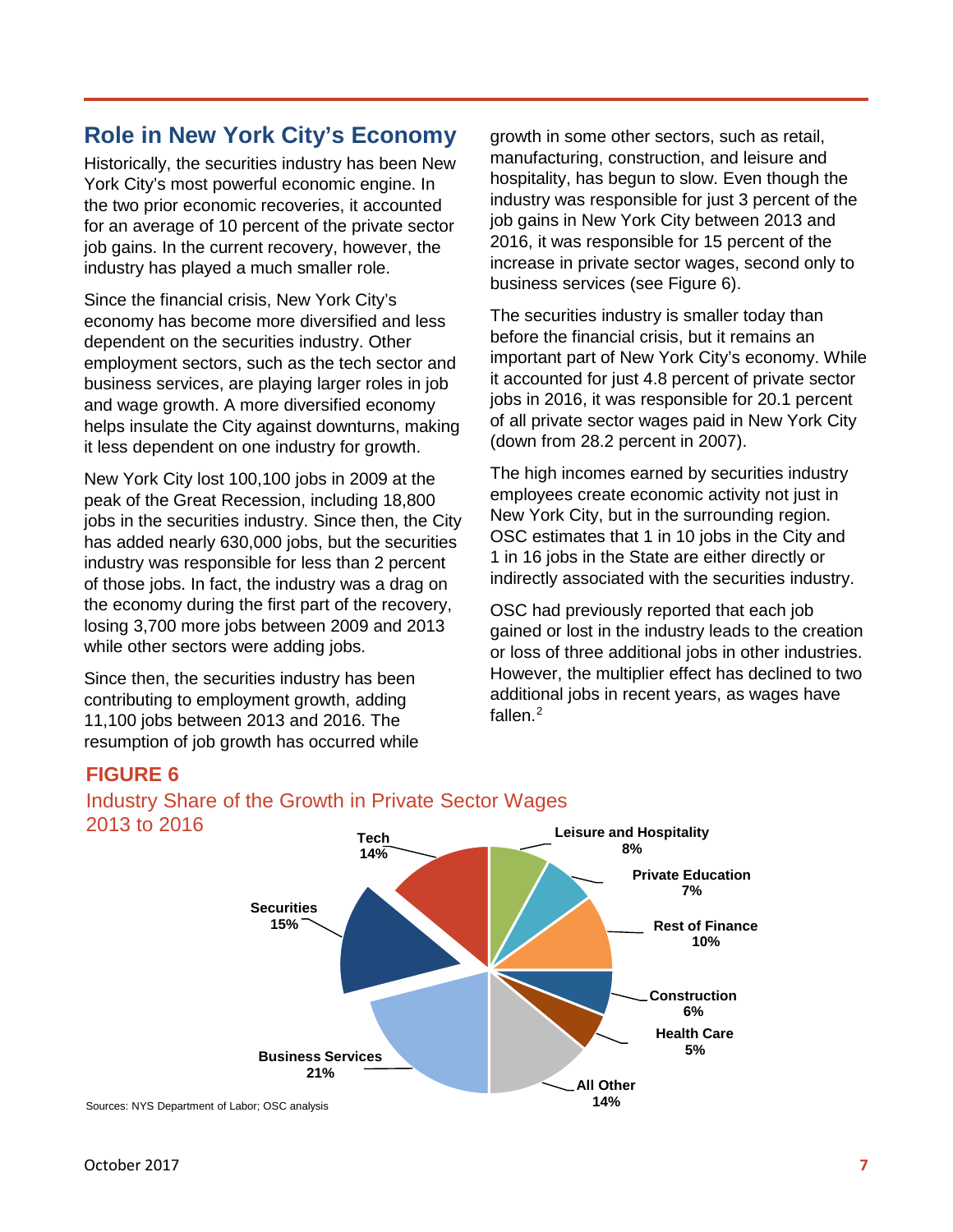## Role in New York City's Economy

Historically, the securities industry has been New York City's most powerful economic engine. In the two prior economic recoveries, it accounted for an average of 10 percent of the private sector job gains. In the current recovery, however, the industry has played a much smaller role.

Since the financial crisis, New York City's economy has become more diversified and less dependent on the securities industry. Other employment sectors, such as the tech sector and business services, are playing larger roles in job and wage growth. A more diversified economy helps insulate the City against downturns, making it less dependent on one industry for growth.

New York City lost 100,100 jobs in 2009 at the peak of the Great Recession, including 18,800 jobs in the securities industry. Since then, the City has added nearly 630,000 jobs, but the securities industry was responsible for less than 2 percent of those jobs. In fact, the industry was a drag on the economy during the first part of the recovery, losing 3,700 more jobs between 2009 and 2013 while other sectors were adding jobs.

Since then, the securities industry has been contributing to employment growth, adding 11,100 jobs between 2013 and 2016. The resumption of job growth has occurred while growth in some other sectors, such as retail, manufacturing, construction, and leisure and hospitality, has begun to slow. Even though the industry was responsible for just 3 percent of the job gains in New York City between 2013 and 2016, it was responsible for 15 percent of the increase in private sector wages, second only to business services (see Figure 6).

The securities industry is smaller today than before the financial crisis, but it remains an important part of New York City's economy. While it accounted for just 4.8 percent of private sector jobs in 2016, it was responsible for 20.1 percent of all private sector wages paid in New York City (down from 28.2 percent in 2007).

The high incomes earned by securities industry employees create economic activity not just in New York City, but in the surrounding region. OSC estimates that 1 in 10 jobs in the City and 1 in 16 jobs in the State are either directly or indirectly associated with the securities industry.

OSC had previously reported that each job gained or lost in the industry leads to the creation or loss of three additional jobs in other industries. However, the multiplier effect has declined to two additional jobs in recent years, as wages have fallen.[2]

**FIGURE 6**

Industry Share of the Growth in Private Sector Wages 2013 to 2016

| Industry | Share |
|---|---|
| Leisure and Hospitality | 8% |
| Private Education | 7% |
| Rest of Finance | 10% |
| Construction | 6% |
| Health Care | 5% |
| All Other | 14% |
| Business Services | 21% |
| Securities | 15% |
| Tech | 14% |

Sources: NYS Department of Labor; OSC analysis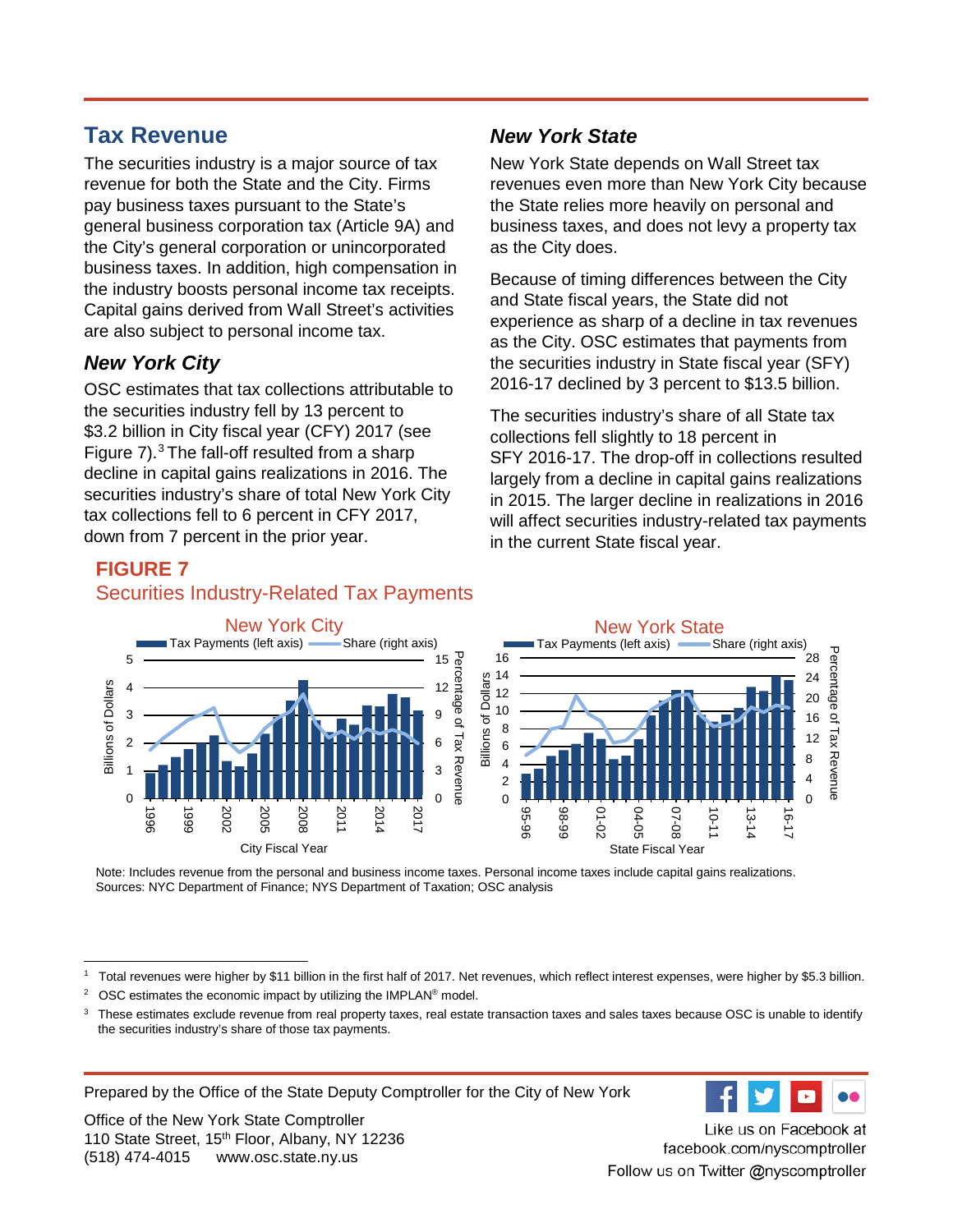## Tax Revenue

The securities industry is a major source of tax revenue for both the State and the City. Firms pay business taxes pursuant to the State's general business corporation tax (Article 9A) and the City's general corporation or unincorporated business taxes. In addition, high compensation in the industry boosts personal income tax receipts. Capital gains derived from Wall Street's activities are also subject to personal income tax.

### *New York City*

OSC estimates that tax collections attributable to the securities industry fell by 13 percent to $3.2 billion in City fiscal year (CFY) 2017 (see Figure 7).[3] The fall-off resulted from a sharp decline in capital gains realizations in 2016. The securities industry's share of total New York City tax collections fell to 6 percent in CFY 2017, down from 7 percent in the prior year.

### *New York State*

New York State depends on Wall Street tax revenues even more than New York City because the State relies more heavily on personal and business taxes, and does not levy a property tax as the City does.

Because of timing differences between the City and State fiscal years, the State did not experience as sharp of a decline in tax revenues as the City. OSC estimates that payments from the securities industry in State fiscal year (SFY) 2016-17 declined by 3 percent to $13.5 billion.

The securities industry's share of all State tax collections fell slightly to 18 percent in SFY 2016-17. The drop-off in collections resulted largely from a decline in capital gains realizations in 2015. The larger decline in realizations in 2016 will affect securities industry-related tax payments in the current State fiscal year.

**FIGURE 7**
Securities Industry-Related Tax Payments

New York City
Tax Payments (left axis) Share (right axis)
Billions of Dollars
5
4
3
2
1
0
Percentage of Tax Revenue
15
12
9
6
3
0
1996 1999 2002 2005 2008 2011 2014 2017
City Fiscal Year

New York State
Tax Payments (left axis) Share (right axis)
Billions of Dollars
16
14
12
10
8
6
4
2
0
Percentage of Tax Revenue
28
24
20
16
12
8
4
0
95-96 98-99 01-02 04-05 07-08 10-11 13-14 16-17
State Fiscal Year

Note: Includes revenue from the personal and business income taxes. Personal income taxes include capital gains realizations.
Sources: NYC Department of Finance; NYS Department of Taxation; OSC analysis

---

[1] Total revenues were higher by $11 billion in the first half of 2017. Net revenues, which reflect interest expenses, were higher by $5.3 billion.

[2] OSC estimates the economic impact by utilizing the IMPLAN® model.

[3] These estimates exclude revenue from real property taxes, real estate transaction taxes and sales taxes because OSC is unable to identify the securities industry's share of those tax payments.

Prepared by the Office of the State Deputy Comptroller for the City of New York

Office of the New York State Comptroller
110 State Street, 15th Floor, Albany, NY 12236
(518) 474-4015 www.osc.state.ny.us

Like us on Facebook at facebook.com/nyscomptroller
Follow us on Twitter @nyscomptroller